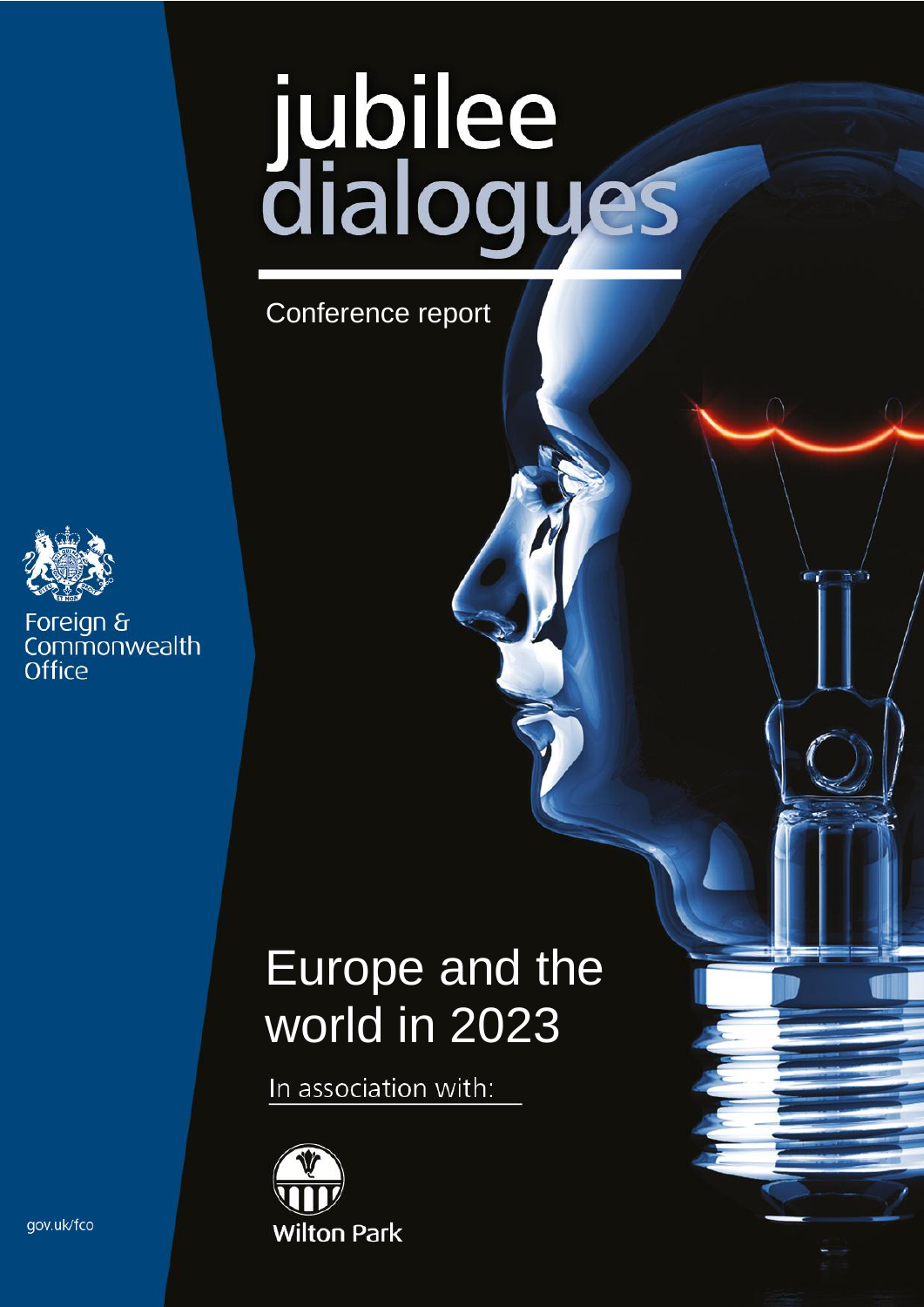# jubilee dialogues

Conference report

Foreign & Commonwealth Office

# Europe and the world in 2023

In association with:

Wilton Park

gov.uk/fco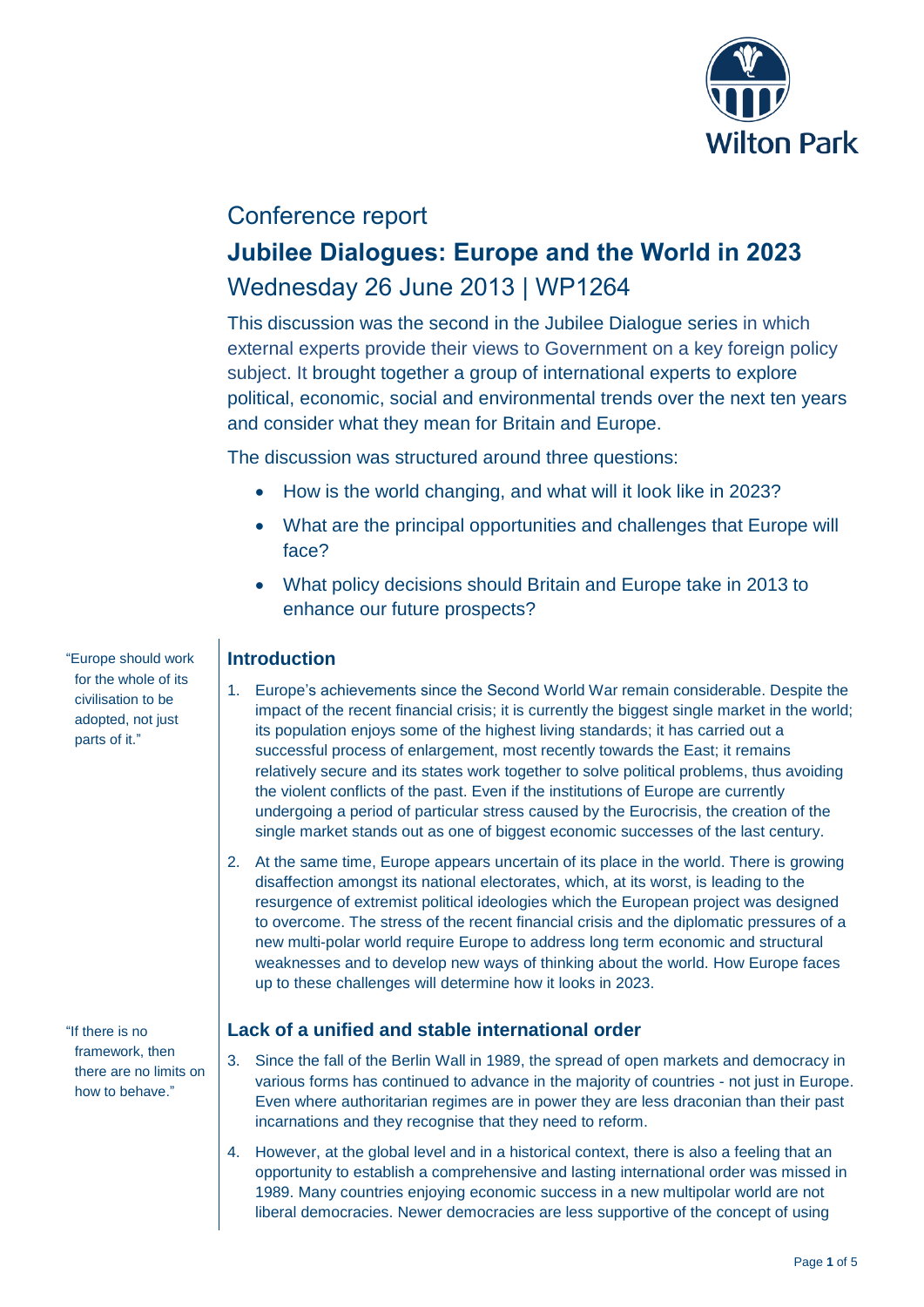Conference report

# Jubilee Dialogues: Europe and the World in 2023

Wednesday 26 June 2013 | WP1264

This discussion was the second in the Jubilee Dialogue series in which external experts provide their views to Government on a key foreign policy subject. It brought together a group of international experts to explore political, economic, social and environmental trends over the next ten years and consider what they mean for Britain and Europe.

The discussion was structured around three questions:

- How is the world changing, and what will it look like in 2023?
- What are the principal opportunities and challenges that Europe will face?
- What policy decisions should Britain and Europe take in 2013 to enhance our future prospects?

"Europe should work for the whole of its civilisation to be adopted, not just parts of it."

## Introduction

1. Europe's achievements since the Second World War remain considerable. Despite the impact of the recent financial crisis; it is currently the biggest single market in the world; its population enjoys some of the highest living standards; it has carried out a successful process of enlargement, most recently towards the East; it remains relatively secure and its states work together to solve political problems, thus avoiding the violent conflicts of the past. Even if the institutions of Europe are currently undergoing a period of particular stress caused by the Eurocrisis, the creation of the single market stands out as one of biggest economic successes of the last century.
2. At the same time, Europe appears uncertain of its place in the world. There is growing disaffection amongst its national electorates, which, at its worst, is leading to the resurgence of extremist political ideologies which the European project was designed to overcome. The stress of the recent financial crisis and the diplomatic pressures of a new multi-polar world require Europe to address long term economic and structural weaknesses and to develop new ways of thinking about the world. How Europe faces up to these challenges will determine how it looks in 2023.

"If there is no framework, then there are no limits on how to behave."

## Lack of a unified and stable international order

3. Since the fall of the Berlin Wall in 1989, the spread of open markets and democracy in various forms has continued to advance in the majority of countries - not just in Europe. Even where authoritarian regimes are in power they are less draconian than their past incarnations and they recognise that they need to reform.
4. However, at the global level and in a historical context, there is also a feeling that an opportunity to establish a comprehensive and lasting international order was missed in 1989. Many countries enjoying economic success in a new multipolar world are not liberal democracies. Newer democracies are less supportive of the concept of using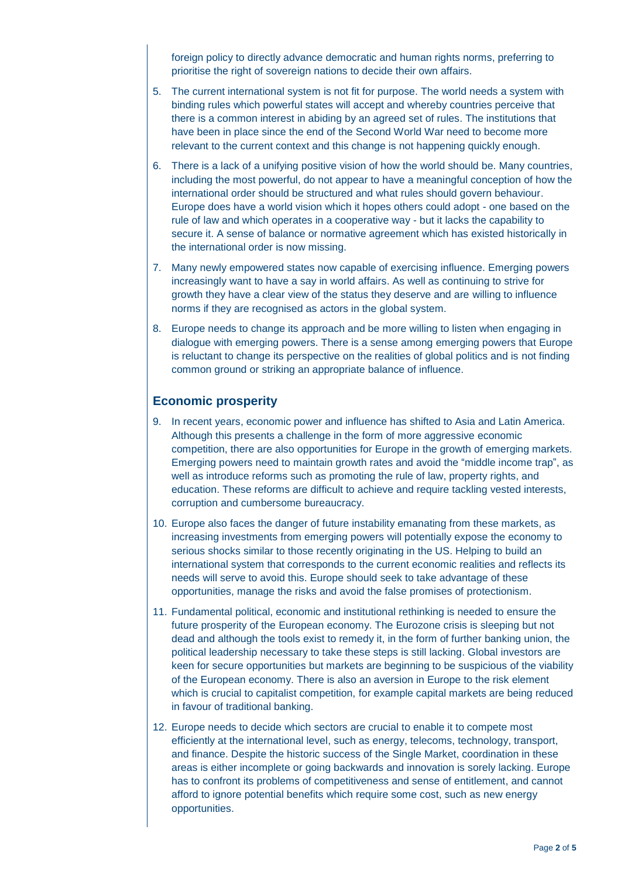foreign policy to directly advance democratic and human rights norms, preferring to prioritise the right of sovereign nations to decide their own affairs.

5. The current international system is not fit for purpose. The world needs a system with binding rules which powerful states will accept and whereby countries perceive that there is a common interest in abiding by an agreed set of rules. The institutions that have been in place since the end of the Second World War need to become more relevant to the current context and this change is not happening quickly enough.

6. There is a lack of a unifying positive vision of how the world should be. Many countries, including the most powerful, do not appear to have a meaningful conception of how the international order should be structured and what rules should govern behaviour. Europe does have a world vision which it hopes others could adopt - one based on the rule of law and which operates in a cooperative way - but it lacks the capability to secure it. A sense of balance or normative agreement which has existed historically in the international order is now missing.

7. Many newly empowered states now capable of exercising influence. Emerging powers increasingly want to have a say in world affairs. As well as continuing to strive for growth they have a clear view of the status they deserve and are willing to influence norms if they are recognised as actors in the global system.

8. Europe needs to change its approach and be more willing to listen when engaging in dialogue with emerging powers. There is a sense among emerging powers that Europe is reluctant to change its perspective on the realities of global politics and is not finding common ground or striking an appropriate balance of influence.

## Economic prosperity

9. In recent years, economic power and influence has shifted to Asia and Latin America. Although this presents a challenge in the form of more aggressive economic competition, there are also opportunities for Europe in the growth of emerging markets. Emerging powers need to maintain growth rates and avoid the "middle income trap", as well as introduce reforms such as promoting the rule of law, property rights, and education. These reforms are difficult to achieve and require tackling vested interests, corruption and cumbersome bureaucracy.

10. Europe also faces the danger of future instability emanating from these markets, as increasing investments from emerging powers will potentially expose the economy to serious shocks similar to those recently originating in the US. Helping to build an international system that corresponds to the current economic realities and reflects its needs will serve to avoid this. Europe should seek to take advantage of these opportunities, manage the risks and avoid the false promises of protectionism.

11. Fundamental political, economic and institutional rethinking is needed to ensure the future prosperity of the European economy. The Eurozone crisis is sleeping but not dead and although the tools exist to remedy it, in the form of further banking union, the political leadership necessary to take these steps is still lacking. Global investors are keen for secure opportunities but markets are beginning to be suspicious of the viability of the European economy. There is also an aversion in Europe to the risk element which is crucial to capitalist competition, for example capital markets are being reduced in favour of traditional banking.

12. Europe needs to decide which sectors are crucial to enable it to compete most efficiently at the international level, such as energy, telecoms, technology, transport, and finance. Despite the historic success of the Single Market, coordination in these areas is either incomplete or going backwards and innovation is sorely lacking. Europe has to confront its problems of competitiveness and sense of entitlement, and cannot afford to ignore potential benefits which require some cost, such as new energy opportunities.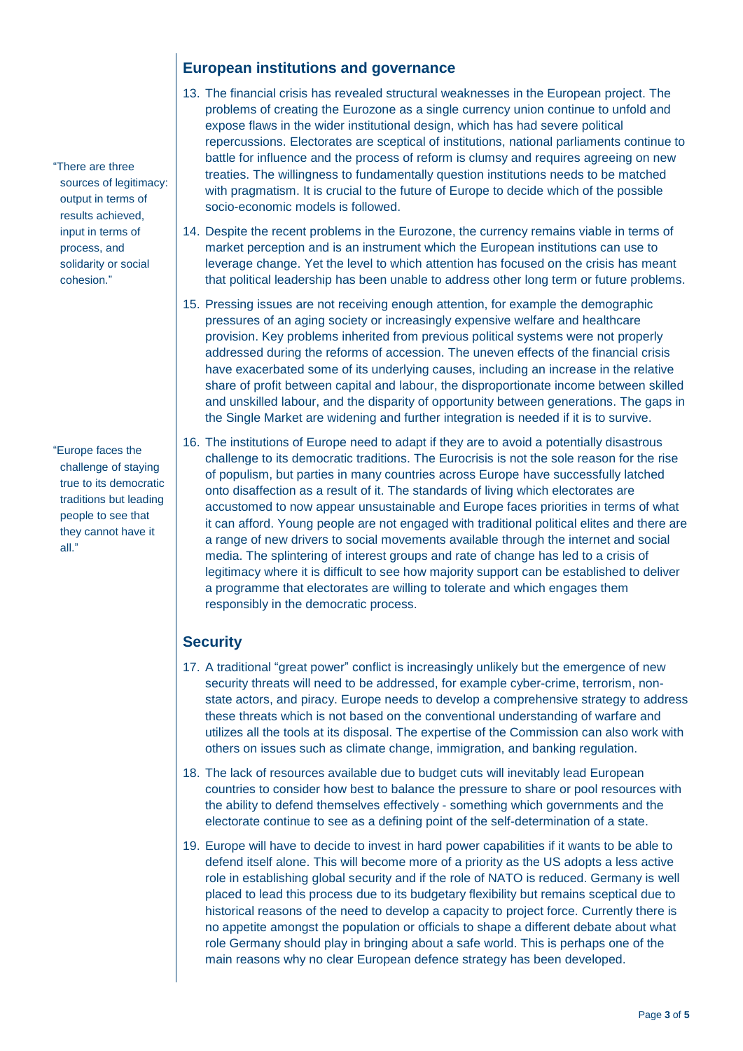## European institutions and governance

> "There are three sources of legitimacy: output in terms of results achieved, input in terms of process, and solidarity or social cohesion."

13. The financial crisis has revealed structural weaknesses in the European project. The problems of creating the Eurozone as a single currency union continue to unfold and expose flaws in the wider institutional design, which has had severe political repercussions. Electorates are sceptical of institutions, national parliaments continue to battle for influence and the process of reform is clumsy and requires agreeing on new treaties. The willingness to fundamentally question institutions needs to be matched with pragmatism. It is crucial to the future of Europe to decide which of the possible socio-economic models is followed.

14. Despite the recent problems in the Eurozone, the currency remains viable in terms of market perception and is an instrument which the European institutions can use to leverage change. Yet the level to which attention has focused on the crisis has meant that political leadership has been unable to address other long term or future problems.

15. Pressing issues are not receiving enough attention, for example the demographic pressures of an aging society or increasingly expensive welfare and healthcare provision. Key problems inherited from previous political systems were not properly addressed during the reforms of accession. The uneven effects of the financial crisis have exacerbated some of its underlying causes, including an increase in the relative share of profit between capital and labour, the disproportionate income between skilled and unskilled labour, and the disparity of opportunity between generations. The gaps in the Single Market are widening and further integration is needed if it is to survive.

> "Europe faces the challenge of staying true to its democratic traditions but leading people to see that they cannot have it all."

16. The institutions of Europe need to adapt if they are to avoid a potentially disastrous challenge to its democratic traditions. The Eurocrisis is not the sole reason for the rise of populism, but parties in many countries across Europe have successfully latched onto disaffection as a result of it. The standards of living which electorates are accustomed to now appear unsustainable and Europe faces priorities in terms of what it can afford. Young people are not engaged with traditional political elites and there are a range of new drivers to social movements available through the internet and social media. The splintering of interest groups and rate of change has led to a crisis of legitimacy where it is difficult to see how majority support can be established to deliver a programme that electorates are willing to tolerate and which engages them responsibly in the democratic process.

## Security

17. A traditional "great power" conflict is increasingly unlikely but the emergence of new security threats will need to be addressed, for example cyber-crime, terrorism, non-state actors, and piracy. Europe needs to develop a comprehensive strategy to address these threats which is not based on the conventional understanding of warfare and utilizes all the tools at its disposal. The expertise of the Commission can also work with others on issues such as climate change, immigration, and banking regulation.

18. The lack of resources available due to budget cuts will inevitably lead European countries to consider how best to balance the pressure to share or pool resources with the ability to defend themselves effectively - something which governments and the electorate continue to see as a defining point of the self-determination of a state.

19. Europe will have to decide to invest in hard power capabilities if it wants to be able to defend itself alone. This will become more of a priority as the US adopts a less active role in establishing global security and if the role of NATO is reduced. Germany is well placed to lead this process due to its budgetary flexibility but remains sceptical due to historical reasons of the need to develop a capacity to project force. Currently there is no appetite amongst the population or officials to shape a different debate about what role Germany should play in bringing about a safe world. This is perhaps one of the main reasons why no clear European defence strategy has been developed.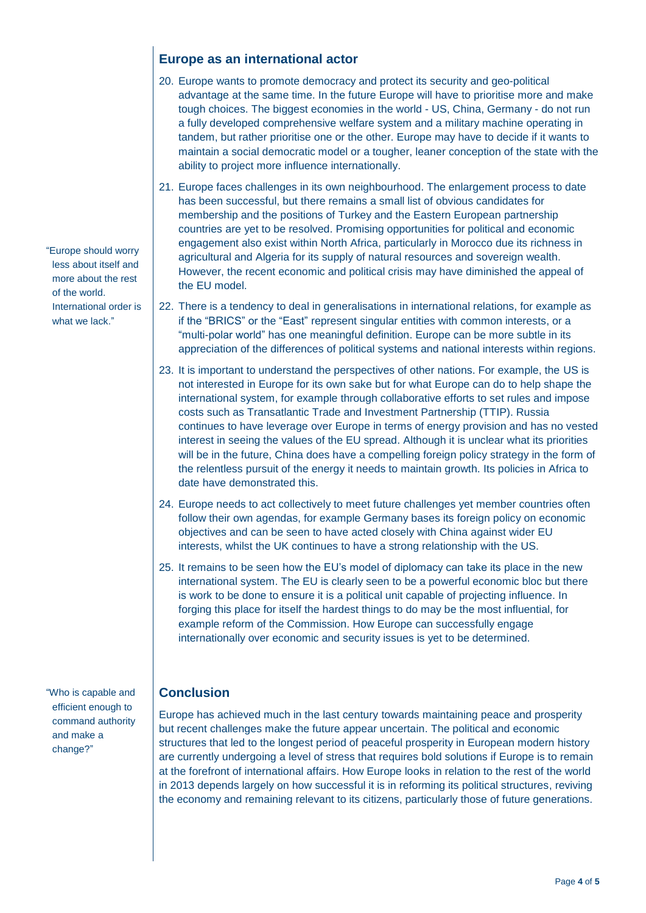## Europe as an international actor

20. Europe wants to promote democracy and protect its security and geo-political advantage at the same time. In the future Europe will have to prioritise more and make tough choices. The biggest economies in the world - US, China, Germany - do not run a fully developed comprehensive welfare system and a military machine operating in tandem, but rather prioritise one or the other. Europe may have to decide if it wants to maintain a social democratic model or a tougher, leaner conception of the state with the ability to project more influence internationally.

21. Europe faces challenges in its own neighbourhood. The enlargement process to date has been successful, but there remains a small list of obvious candidates for membership and the positions of Turkey and the Eastern European partnership countries are yet to be resolved. Promising opportunities for political and economic engagement also exist within North Africa, particularly in Morocco due its richness in agricultural and Algeria for its supply of natural resources and sovereign wealth. However, the recent economic and political crisis may have diminished the appeal of the EU model.

> "Europe should worry less about itself and more about the rest of the world. International order is what we lack."

22. There is a tendency to deal in generalisations in international relations, for example as if the "BRICS" or the "East" represent singular entities with common interests, or a "multi-polar world" has one meaningful definition. Europe can be more subtle in its appreciation of the differences of political systems and national interests within regions.

23. It is important to understand the perspectives of other nations. For example, the US is not interested in Europe for its own sake but for what Europe can do to help shape the international system, for example through collaborative efforts to set rules and impose costs such as Transatlantic Trade and Investment Partnership (TTIP). Russia continues to have leverage over Europe in terms of energy provision and has no vested interest in seeing the values of the EU spread. Although it is unclear what its priorities will be in the future, China does have a compelling foreign policy strategy in the form of the relentless pursuit of the energy it needs to maintain growth. Its policies in Africa to date have demonstrated this.

24. Europe needs to act collectively to meet future challenges yet member countries often follow their own agendas, for example Germany bases its foreign policy on economic objectives and can be seen to have acted closely with China against wider EU interests, whilst the UK continues to have a strong relationship with the US.

25. It remains to be seen how the EU's model of diplomacy can take its place in the new international system. The EU is clearly seen to be a powerful economic bloc but there is work to be done to ensure it is a political unit capable of projecting influence. In forging this place for itself the hardest things to do may be the most influential, for example reform of the Commission. How Europe can successfully engage internationally over economic and security issues is yet to be determined.

> "Who is capable and efficient enough to command authority and make a change?"

## Conclusion

Europe has achieved much in the last century towards maintaining peace and prosperity but recent challenges make the future appear uncertain. The political and economic structures that led to the longest period of peaceful prosperity in European modern history are currently undergoing a level of stress that requires bold solutions if Europe is to remain at the forefront of international affairs. How Europe looks in relation to the rest of the world in 2013 depends largely on how successful it is in reforming its political structures, reviving the economy and remaining relevant to its citizens, particularly those of future generations.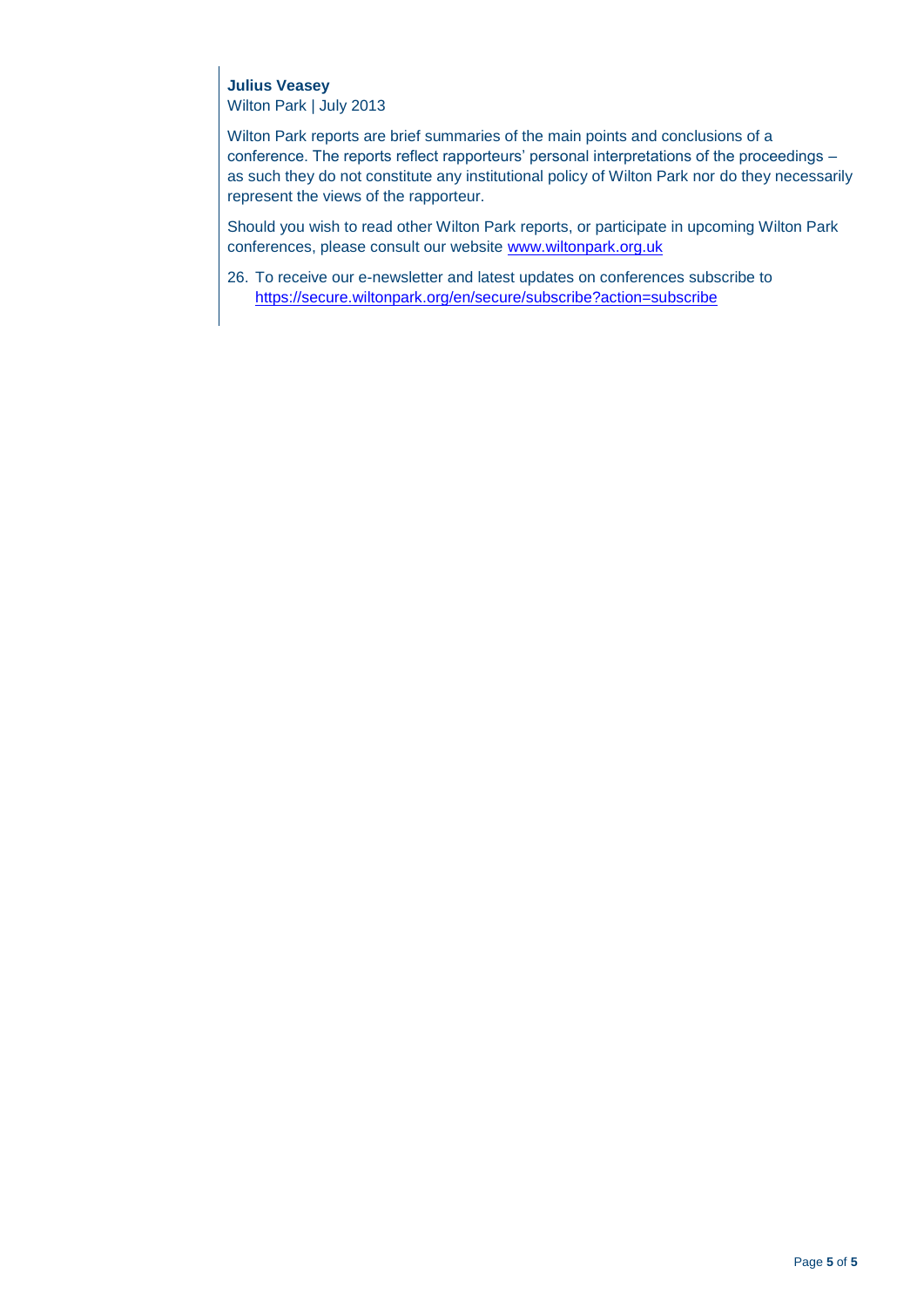**Julius Veasey**
Wilton Park | July 2013

Wilton Park reports are brief summaries of the main points and conclusions of a conference. The reports reflect rapporteurs' personal interpretations of the proceedings – as such they do not constitute any institutional policy of Wilton Park nor do they necessarily represent the views of the rapporteur.

Should you wish to read other Wilton Park reports, or participate in upcoming Wilton Park conferences, please consult our website www.wiltonpark.org.uk

26. To receive our e-newsletter and latest updates on conferences subscribe to https://secure.wiltonpark.org/en/secure/subscribe?action=subscribe